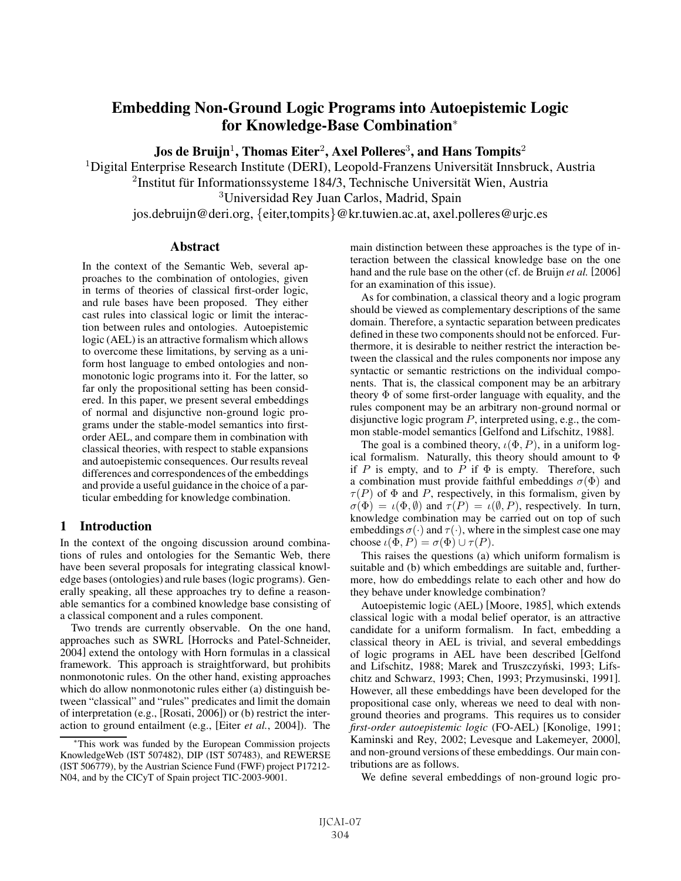# Embedding Non-Ground Logic Programs into Autoepistemic Logic for Knowledge-Base Combination*

**Jos de Bruijn[1], Thomas Eiter[2], Axel Polleres[3], and Hans Tompits[2]**

[1]Digital Enterprise Research Institute (DERI), Leopold-Franzens Universität Innsbruck, Austria
[2]Institut für Informationssysteme 184/3, Technische Universität Wien, Austria
[3]Universidad Rey Juan Carlos, Madrid, Spain
jos.debruijn@deri.org, {eiter,tompits}@kr.tuwien.ac.at, axel.polleres@urjc.es

## Abstract

In the context of the Semantic Web, several approaches to the combination of ontologies, given in terms of theories of classical first-order logic, and rule bases have been proposed. They either cast rules into classical logic or limit the interaction between rules and ontologies. Autoepistemic logic (AEL) is an attractive formalism which allows to overcome these limitations, by serving as a uniform host language to embed ontologies and nonmonotonic logic programs into it. For the latter, so far only the propositional setting has been considered. In this paper, we present several embeddings of normal and disjunctive non-ground logic programs under the stable-model semantics into first-order AEL, and compare them in combination with classical theories, with respect to stable expansions and autoepistemic consequences. Our results reveal differences and correspondences of the embeddings and provide a useful guidance in the choice of a particular embedding for knowledge combination.

## 1 Introduction

In the context of the ongoing discussion around combinations of rules and ontologies for the Semantic Web, there have been several proposals for integrating classical knowledge bases (ontologies) and rule bases (logic programs). Generally speaking, all these approaches try to define a reasonable semantics for a combined knowledge base consisting of a classical component and a rules component.

Two trends are currently observable. On the one hand, approaches such as SWRL [Horrocks and Patel-Schneider, 2004] extend the ontology with Horn formulas in a classical framework. This approach is straightforward, but prohibits nonmonotonic rules. On the other hand, existing approaches which do allow nonmonotonic rules either (a) distinguish between "classical" and "rules" predicates and limit the domain of interpretation (e.g., [Rosati, 2006]) or (b) restrict the interaction to ground entailment (e.g., [Eiter *et al.*, 2004]). The main distinction between these approaches is the type of interaction between the classical knowledge base on the one hand and the rule base on the other (cf. de Bruijn *et al.* [2006] for an examination of this issue).

As for combination, a classical theory and a logic program should be viewed as complementary descriptions of the same domain. Therefore, a syntactic separation between predicates defined in these two components should not be enforced. Furthermore, it is desirable to neither restrict the interaction between the classical and the rules components nor impose any syntactic or semantic restrictions on the individual components. That is, the classical component may be an arbitrary theory $\Phi$ of some first-order language with equality, and the rules component may be an arbitrary non-ground normal or disjunctive logic program $P$, interpreted using, e.g., the common stable-model semantics [Gelfond and Lifschitz, 1988].

The goal is a combined theory, $\iota(\Phi, P)$, in a uniform logical formalism. Naturally, this theory should amount to $\Phi$ if $P$ is empty, and to $P$ if $\Phi$ is empty. Therefore, such a combination must provide faithful embeddings $\sigma(\Phi)$ and $\tau(P)$ of $\Phi$ and $P$, respectively, in this formalism, given by $\sigma(\Phi) = \iota(\Phi, \emptyset)$ and $\tau(P) = \iota(\emptyset, P)$, respectively. In turn, knowledge combination may be carried out on top of such embeddings $\sigma(\cdot)$ and $\tau(\cdot)$, where in the simplest case one may choose $\iota(\Phi, P) = \sigma(\Phi) \cup \tau(P)$.

This raises the questions (a) which uniform formalism is suitable and (b) which embeddings are suitable and, furthermore, how do embeddings relate to each other and how do they behave under knowledge combination?

Autoepistemic logic (AEL) [Moore, 1985], which extends classical logic with a modal belief operator, is an attractive candidate for a uniform formalism. In fact, embedding a classical theory in AEL is trivial, and several embeddings of logic programs in AEL have been described [Gelfond and Lifschitz, 1988; Marek and Truszczyński, 1993; Lifschitz and Schwarz, 1993; Chen, 1993; Przymusinski, 1991]. However, all these embeddings have been developed for the propositional case only, whereas we need to deal with non-ground theories and programs. This requires us to consider *first-order autoepistemic logic* (FO-AEL) [Konolige, 1991; Kaminski and Rey, 2002; Levesque and Lakemeyer, 2000], and non-ground versions of these embeddings. Our main contributions are as follows.

We define several embeddings of non-ground logic pro-

*This work was funded by the European Commission projects KnowledgeWeb (IST 507482), DIP (IST 507483), and REWERSE (IST 506779), by the Austrian Science Fund (FWF) project P17212-N04, and by the CICyT of Spain project TIC-2003-9001.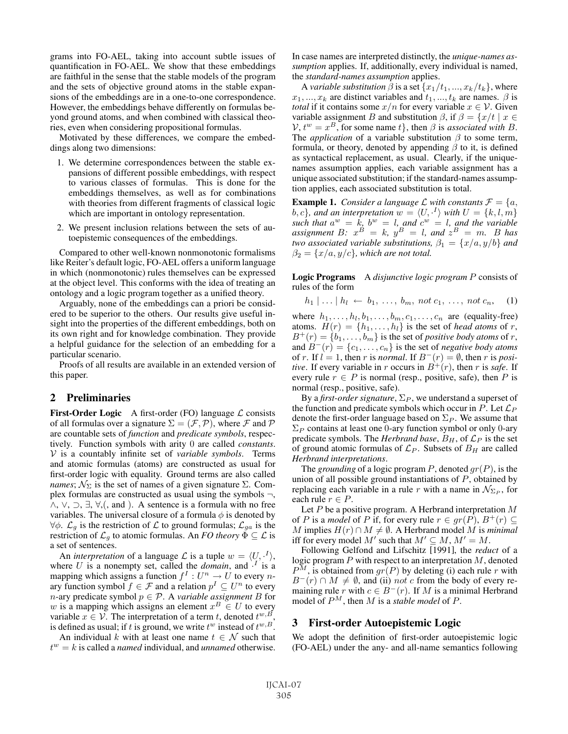grams into FO-AEL, taking into account subtle issues of quantification in FO-AEL. We show that these embeddings are faithful in the sense that the stable models of the program and the sets of objective ground atoms in the stable expansions of the embeddings are in a one-to-one correspondence. However, the embeddings behave differently on formulas beyond ground atoms, and when combined with classical theories, even when considering propositional formulas.

Motivated by these differences, we compare the embeddings along two dimensions:

1. We determine correspondences between the stable expansions of different possible embeddings, with respect to various classes of formulas. This is done for the embeddings themselves, as well as for combinations with theories from different fragments of classical logic which are important in ontology representation.
2. We present inclusion relations between the sets of autoepistemic consequences of the embeddings.

Compared to other well-known nonmonotonic formalisms like Reiter's default logic, FO-AEL offers a uniform language in which (nonmonotonic) rules themselves can be expressed at the object level. This conforms with the idea of treating an ontology and a logic program together as a unified theory.

Arguably, none of the embeddings can a priori be considered to be superior to the others. Our results give useful insight into the properties of the different embeddings, both on its own right and for knowledge combination. They provide a helpful guidance for the selection of an embedding for a particular scenario.

Proofs of all results are available in an extended version of this paper.

## 2 Preliminaries

**First-Order Logic** A first-order (FO) language $\mathcal{L}$ consists of all formulas over a signature $\Sigma = (\mathcal{F}, \mathcal{P})$, where $\mathcal{F}$ and $\mathcal{P}$ are countable sets of *function* and *predicate symbols*, respectively. Function symbols with arity 0 are called *constants*. $\mathcal{V}$ is a countably infinite set of *variable symbols*. Terms and atomic formulas (atoms) are constructed as usual for first-order logic with equality. Ground terms are also called *names*; $\mathcal{N}_\Sigma$ is the set of names of a given signature $\Sigma$. Complex formulas are constructed as usual using the symbols $\neg$, $\wedge$, $\vee$, $\supset$, $\exists$, $\forall$,(, and ). A sentence is a formula with no free variables. The universal closure of a formula $\phi$ is denoted by $\forall\phi$. $\mathcal{L}_g$ is the restriction of $\mathcal{L}$ to ground formulas; $\mathcal{L}_{ga}$ is the restriction of $\mathcal{L}_g$ to atomic formulas. An *FO theory* $\Phi \subseteq \mathcal{L}$ is a set of sentences.

An *interpretation* of a language $\mathcal{L}$ is a tuple $w = \langle U, \cdot^I \rangle$, where $U$ is a nonempty set, called the *domain*, and $\cdot^I$ is a mapping which assigns a function $f^I : U^n \rightarrow U$ to every $n$-ary function symbol $f \in \mathcal{F}$ and a relation $p^I \subseteq U^n$ to every $n$-ary predicate symbol $p \in \mathcal{P}$. A *variable assignment* $B$ for $w$ is a mapping which assigns an element $x^B \in U$ to every variable $x \in \mathcal{V}$. The interpretation of a term $t$, denoted $t^{w,B}$, is defined as usual; if $t$ is ground, we write $t^w$ instead of $t^{w,B}$.

An individual $k$ with at least one name $t \in \mathcal{N}$ such that $t^w = k$ is called a *named* individual, and *unnamed* otherwise. In case names are interpreted distinctly, the *unique-names assumption* applies. If, additionally, every individual is named, the *standard-names assumption* applies.

A *variable substitution* $\beta$ is a set $\{x_1/t_1, ..., x_k/t_k\}$, where $x_1, ..., x_k$ are distinct variables and $t_1, ..., t_k$ are names. $\beta$ is *total* if it contains some $x/n$ for every variable $x \in \mathcal{V}$. Given variable assignment $B$ and substitution $\beta$, if $\beta = \{x/t \mid x \in \mathcal{V}, t^w = x^B$, for some name $t\}$, then $\beta$ is *associated with* $B$. The *application* of a variable substitution $\beta$ to some term, formula, or theory, denoted by appending $\beta$ to it, is defined as syntactical replacement, as usual. Clearly, if the unique-names assumption applies, each variable assignment has a unique associated substitution; if the standard-names assumption applies, each associated substitution is total.

**Example 1.** *Consider a language $\mathcal{L}$ with constants $\mathcal{F} = \{a, b, c\}$, and an interpretation $w = \langle U, \cdot^I \rangle$ with $U = \{k, l, m\}$ such that $a^w = k$, $b^w = l$, and $c^w = l$, and the variable assignment $B$: $x^B = k$, $y^B = l$, and $z^B = m$. $B$ has two associated variable substitutions, $\beta_1 = \{x/a, y/b\}$ and $\beta_2 = \{x/a, y/c\}$, which are not total.*

**Logic Programs** A *disjunctive logic program* $P$ consists of rules of the form

$$h_1 \mid \ldots \mid h_l \leftarrow b_1,\ \ldots,\ b_m,\ not\ c_1,\ \ldots,\ not\ c_n, \quad (1)$$

where $h_1, \ldots, h_l, b_1, \ldots, b_m, c_1, \ldots, c_n$ are (equality-free) atoms. $H(r) = \{h_1, \ldots, h_l\}$ is the set of *head atoms* of $r$, $B^+(r) = \{b_1, \ldots, b_m\}$ is the set of *positive body atoms* of $r$, and $B^-(r) = \{c_1, \ldots, c_n\}$ is the set of *negative body atoms* of $r$. If $l = 1$, then $r$ is *normal*. If $B^-(r) = \emptyset$, then $r$ is *positive*. If every variable in $r$ occurs in $B^+(r)$, then $r$ is *safe*. If every rule $r \in P$ is normal (resp., positive, safe), then $P$ is normal (resp., positive, safe).

By a *first-order signature*, $\Sigma_P$, we understand a superset of the function and predicate symbols which occur in $P$. Let $\mathcal{L}_P$ denote the first-order language based on $\Sigma_P$. We assume that $\Sigma_P$ contains at least one 0-ary function symbol or only 0-ary predicate symbols. The *Herbrand base*, $B_H$, of $\mathcal{L}_P$ is the set of ground atomic formulas of $\mathcal{L}_P$. Subsets of $B_H$ are called *Herbrand interpretations*.

The *grounding* of a logic program $P$, denoted $gr(P)$, is the union of all possible ground instantiations of $P$, obtained by replacing each variable in a rule $r$ with a name in $\mathcal{N}_{\Sigma_P}$, for each rule $r \in P$.

Let $P$ be a positive program. A Herbrand interpretation $M$ of $P$ is a *model* of $P$ if, for every rule $r \in gr(P)$, $B^+(r) \subseteq M$ implies $H(r) \cap M \neq \emptyset$. A Herbrand model $M$ is *minimal* iff for every model $M'$ such that $M' \subseteq M$, $M' = M$.

Following Gelfond and Lifschitz [1991], the *reduct* of a logic program $P$ with respect to an interpretation $M$, denoted $P^M$, is obtained from $gr(P)$ by deleting (i) each rule $r$ with $B^-(r) \cap M \neq \emptyset$, and (ii) $not\ c$ from the body of every remaining rule $r$ with $c \in B^-(r)$. If $M$ is a minimal Herbrand model of $P^M$, then $M$ is a *stable model* of $P$.

## 3 First-order Autoepistemic Logic

We adopt the definition of first-order autoepistemic logic (FO-AEL) under the any- and all-name semantics following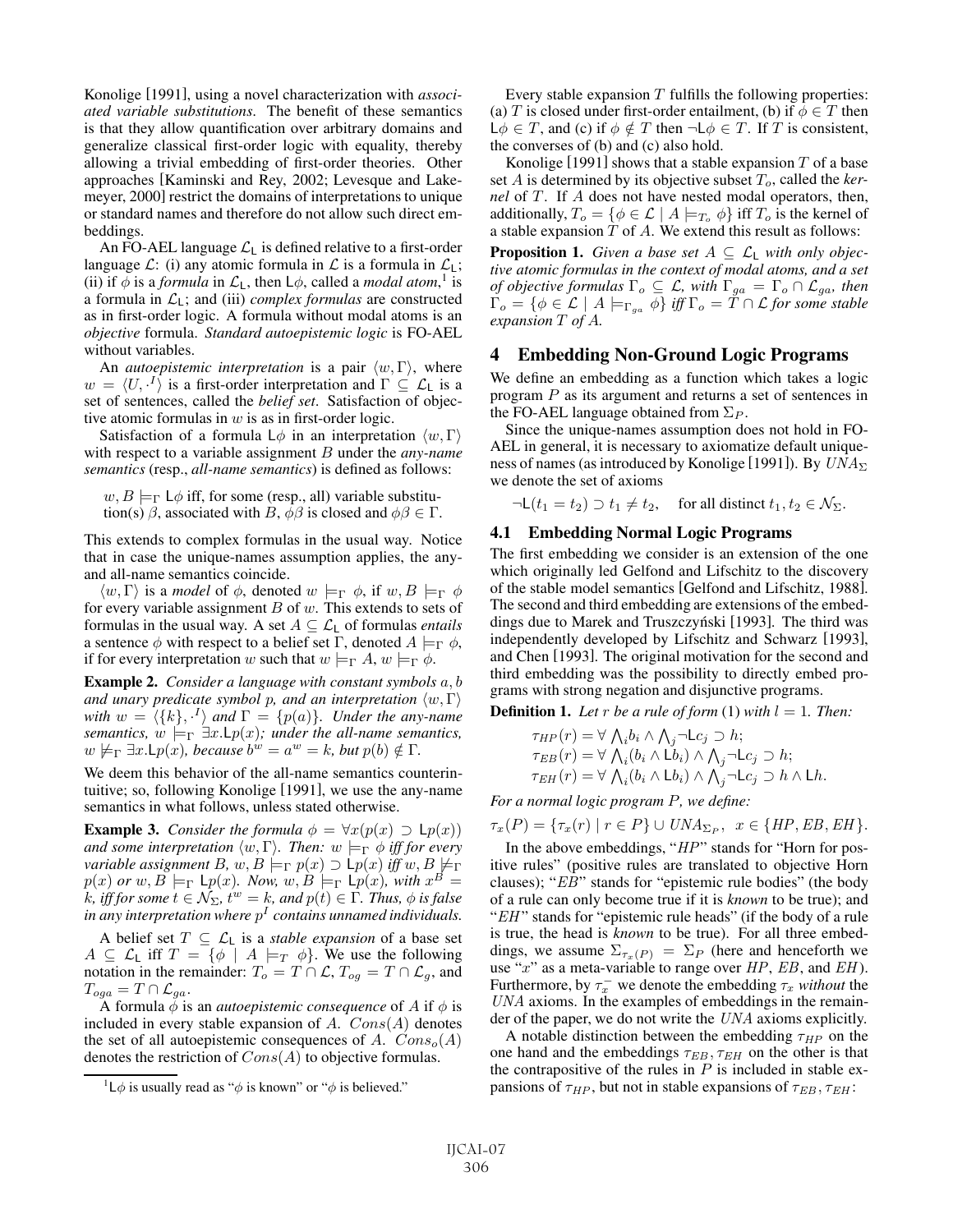Konolige [1991], using a novel characterization with *associated variable substitutions*. The benefit of these semantics is that they allow quantification over arbitrary domains and generalize classical first-order logic with equality, thereby allowing a trivial embedding of first-order theories. Other approaches [Kaminski and Rey, 2002; Levesque and Lakemeyer, 2000] restrict the domains of interpretations to unique or standard names and therefore do not allow such direct embeddings.

An FO-AEL language $\mathcal{L}_\mathsf{L}$ is defined relative to a first-order language $\mathcal{L}$: (i) any atomic formula in $\mathcal{L}$ is a formula in $\mathcal{L}_\mathsf{L}$; (ii) if $\phi$ is a *formula* in $\mathcal{L}_\mathsf{L}$, then $\mathsf{L}\phi$, called a *modal atom*,[1] is a formula in $\mathcal{L}_\mathsf{L}$; and (iii) *complex formulas* are constructed as in first-order logic. A formula without modal atoms is an *objective* formula. *Standard autoepistemic logic* is FO-AEL without variables.

An *autoepistemic interpretation* is a pair $\langle w, \Gamma\rangle$, where $w = \langle U, \cdot^I\rangle$ is a first-order interpretation and $\Gamma \subseteq \mathcal{L}_\mathsf{L}$ is a set of sentences, called the *belief set*. Satisfaction of objective atomic formulas in $w$ is as in first-order logic.

Satisfaction of a formula $\mathsf{L}\phi$ in an interpretation $\langle w, \Gamma\rangle$ with respect to a variable assignment $B$ under the *any-name semantics* (resp., *all-name semantics*) is defined as follows:

> $w, B \models_\Gamma \mathsf{L}\phi$ iff, for some (resp., all) variable substitution(s) $\beta$, associated with $B$, $\phi\beta$ is closed and $\phi\beta \in \Gamma$.

This extends to complex formulas in the usual way. Notice that in case the unique-names assumption applies, the any- and all-name semantics coincide.

$\langle w, \Gamma\rangle$ is a *model* of $\phi$, denoted $w \models_\Gamma \phi$, if $w, B \models_\Gamma \phi$ for every variable assignment $B$ of $w$. This extends to sets of formulas in the usual way. A set $A \subseteq \mathcal{L}_\mathsf{L}$ of formulas *entails* a sentence $\phi$ with respect to a belief set $\Gamma$, denoted $A \models_\Gamma \phi$, if for every interpretation $w$ such that $w \models_\Gamma A$, $w \models_\Gamma \phi$.

**Example 2.** *Consider a language with constant symbols $a, b$ and unary predicate symbol $p$, and an interpretation $\langle w, \Gamma\rangle$ with $w = \langle\{k\}, \cdot^I\rangle$ and $\Gamma = \{p(a)\}$. Under the any-name semantics, $w \models_\Gamma \exists x.\mathsf{L}p(x)$; under the all-name semantics, $w \not\models_\Gamma \exists x.\mathsf{L}p(x)$, because $b^w = a^w = k$, but $p(b) \notin \Gamma$.*

We deem this behavior of the all-name semantics counterintuitive; so, following Konolige [1991], we use the any-name semantics in what follows, unless stated otherwise.

**Example 3.** *Consider the formula $\phi = \forall x(p(x) \supset \mathsf{L}p(x))$ and some interpretation $\langle w, \Gamma\rangle$. Then: $w \models_\Gamma \phi$ iff for every variable assignment $B$, $w, B \models_\Gamma p(x) \supset \mathsf{L}p(x)$ iff $w, B \not\models_\Gamma p(x)$ or $w, B \models_\Gamma \mathsf{L}p(x)$. Now, $w, B \models_\Gamma \mathsf{L}p(x)$, with $x^B = k$, iff for some $t \in \mathcal{N}_\Sigma$, $t^w = k$, and $p(t) \in \Gamma$. Thus, $\phi$ is false in any interpretation where $p^I$ contains unnamed individuals.*

A belief set $T \subseteq \mathcal{L}_\mathsf{L}$ is a *stable expansion* of a base set $A \subseteq \mathcal{L}_\mathsf{L}$ iff $T = \{\phi \mid A \models_T \phi\}$. We use the following notation in the remainder: $T_o = T \cap \mathcal{L}$, $T_{og} = T \cap \mathcal{L}_g$, and $T_{oga} = T \cap \mathcal{L}_{ga}$.

A formula $\phi$ is an *autoepistemic consequence* of $A$ if $\phi$ is included in every stable expansion of $A$. $Cons(A)$ denotes the set of all autoepistemic consequences of $A$. $Cons_o(A)$ denotes the restriction of $Cons(A)$ to objective formulas.

[1] $\mathsf{L}\phi$ is usually read as "$\phi$ is known" or "$\phi$ is believed."

Every stable expansion $T$ fulfills the following properties: (a) $T$ is closed under first-order entailment, (b) if $\phi \in T$ then $\mathsf{L}\phi \in T$, and (c) if $\phi \notin T$ then $\neg\mathsf{L}\phi \in T$. If $T$ is consistent, the converses of (b) and (c) also hold.

Konolige [1991] shows that a stable expansion $T$ of a base set $A$ is determined by its objective subset $T_o$, called the *kernel* of $T$. If $A$ does not have nested modal operators, then, additionally, $T_o = \{\phi \in \mathcal{L} \mid A \models_{T_o} \phi\}$ iff $T_o$ is the kernel of a stable expansion $T$ of $A$. We extend this result as follows:

**Proposition 1.** *Given a base set $A \subseteq \mathcal{L}_\mathsf{L}$ with only objective atomic formulas in the context of modal atoms, and a set of objective formulas $\Gamma_o \subseteq \mathcal{L}$, with $\Gamma_{ga} = \Gamma_o \cap \mathcal{L}_{ga}$, then $\Gamma_o = \{\phi \in \mathcal{L} \mid A \models_{\Gamma_{ga}} \phi\}$ iff $\Gamma_o = T \cap \mathcal{L}$ for some stable expansion $T$ of $A$.*

## 4 Embedding Non-Ground Logic Programs

We define an embedding as a function which takes a logic program $P$ as its argument and returns a set of sentences in the FO-AEL language obtained from $\Sigma_P$.

Since the unique-names assumption does not hold in FO-AEL in general, it is necessary to axiomatize default uniqueness of names (as introduced by Konolige [1991]). By $UNA_\Sigma$ we denote the set of axioms

$$\neg\mathsf{L}(t_1 = t_2) \supset t_1 \neq t_2, \quad \text{for all distinct } t_1, t_2 \in \mathcal{N}_\Sigma.$$

### 4.1 Embedding Normal Logic Programs

The first embedding we consider is an extension of the one which originally led Gelfond and Lifschitz to the discovery of the stable model semantics [Gelfond and Lifschitz, 1988]. The second and third embedding are extensions of the embeddings due to Marek and Truszczyński [1993]. The third was independently developed by Lifschitz and Schwarz [1993], and Chen [1993]. The original motivation for the second and third embedding was the possibility to directly embed programs with strong negation and disjunctive programs.

**Definition 1.** *Let $r$ be a rule of form (1) with $l = 1$. Then:*

$$\tau_{HP}(r) = \forall \textstyle\bigwedge_i b_i \wedge \bigwedge_j \neg\mathsf{L}c_j \supset h;$$
$$\tau_{EB}(r) = \forall \textstyle\bigwedge_i (b_i \wedge \mathsf{L}b_i) \wedge \bigwedge_j \neg\mathsf{L}c_j \supset h;$$
$$\tau_{EH}(r) = \forall \textstyle\bigwedge_i (b_i \wedge \mathsf{L}b_i) \wedge \bigwedge_j \neg\mathsf{L}c_j \supset h \wedge \mathsf{L}h.$$

*For a normal logic program $P$, we define:*

$$\tau_x(P) = \{\tau_x(r) \mid r \in P\} \cup UNA_{\Sigma_P}, \ \ x \in \{HP, EB, EH\}.$$

In the above embeddings, "$HP$" stands for "Horn for positive rules" (positive rules are translated to objective Horn clauses); "$EB$" stands for "epistemic rule bodies" (the body of a rule can only become true if it is *known* to be true); and "$EH$" stands for "epistemic rule heads" (if the body of a rule is true, the head is *known* to be true). For all three embeddings, we assume $\Sigma_{\tau_x(P)} = \Sigma_P$ (here and henceforth we use "$x$" as a meta-variable to range over $HP$, $EB$, and $EH$). Furthermore, by $\tau_x^-$ we denote the embedding $\tau_x$ *without* the $UNA$ axioms. In the examples of embeddings in the remainder of the paper, we do not write the $UNA$ axioms explicitly.

A notable distinction between the embedding $\tau_{HP}$ on the one hand and the embeddings $\tau_{EB}, \tau_{EH}$ on the other is that the contrapositive of the rules in $P$ is included in stable expansions of $\tau_{HP}$, but not in stable expansions of $\tau_{EB}, \tau_{EH}$: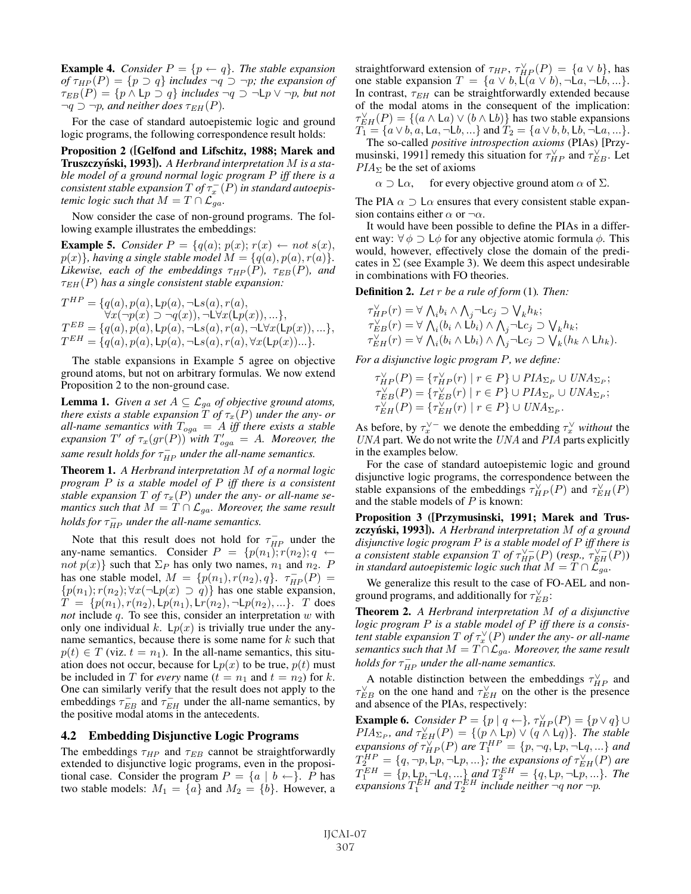**Example 4.** *Consider $P = \{p \leftarrow q\}$. The stable expansion of $\tau_{HP}(P) = \{p \supset q\}$ includes $\neg q \supset \neg p$; the expansion of $\tau_{EB}(P) = \{p \wedge \mathsf{L}p \supset q\}$ includes $\neg q \supset \neg \mathsf{L}p \vee \neg p$, but not $\neg q \supset \neg p$, and neither does $\tau_{EH}(P)$.*

For the case of standard autoepistemic logic and ground logic programs, the following correspondence result holds:

**Proposition 2 ([Gelfond and Lifschitz, 1988; Marek and Truszczyński, 1993]).** *A Herbrand interpretation $M$ is a stable model of a ground normal logic program $P$ iff there is a consistent stable expansion $T$ of $\tau_x^-(P)$ in standard autoepistemic logic such that $M = T \cap \mathcal{L}_{ga}$.*

Now consider the case of non-ground programs. The following example illustrates the embeddings:

**Example 5.** *Consider $P = \{q(a);\, p(x);\, r(x) \leftarrow not\ s(x),\, p(x)\}$, having a single stable model $M = \{q(a), p(a), r(a)\}$. Likewise, each of the embeddings $\tau_{HP}(P)$, $\tau_{EB}(P)$, and $\tau_{EH}(P)$ has a single consistent stable expansion:*

$$
\begin{aligned}
T^{HP} = \{&q(a), p(a), \mathsf{L}p(a), \neg\mathsf{L}s(a), r(a),\\
&\forall x(\neg p(x) \supset \neg q(x)), \neg\mathsf{L}\forall x(\mathsf{L}p(x)), ...\},\\
T^{EB} = \{&q(a), p(a), \mathsf{L}p(a), \neg\mathsf{L}s(a), r(a), \neg\mathsf{L}\forall x(\mathsf{L}p(x)), ...\},\\
T^{EH} = \{&q(a), p(a), \mathsf{L}p(a), \neg\mathsf{L}s(a), r(a), \forall x(\mathsf{L}p(x))...\}.
\end{aligned}
$$

The stable expansions in Example 5 agree on objective ground atoms, but not on arbitrary formulas. We now extend Proposition 2 to the non-ground case.

**Lemma 1.** *Given a set $A \subseteq \mathcal{L}_{ga}$ of objective ground atoms, there exists a stable expansion $T$ of $\tau_x(P)$ under the any- or all-name semantics with $T_{oga} = A$ iff there exists a stable expansion $T'$ of $\tau_x(gr(P))$ with $T'_{oga} = A$. Moreover, the same result holds for $\tau_{HP}^-$ under the all-name semantics.*

**Theorem 1.** *A Herbrand interpretation $M$ of a normal logic program $P$ is a stable model of $P$ iff there is a consistent stable expansion $T$ of $\tau_x(P)$ under the any- or all-name semantics such that $M = T \cap \mathcal{L}_{ga}$. Moreover, the same result holds for $\tau_{HP}^-$ under the all-name semantics.*

Note that this result does not hold for $\tau_{HP}^-$ under the any-name semantics. Consider $P = \{p(n_1); r(n_2); q \leftarrow not\ p(x)\}$ such that $\Sigma_P$ has only two names, $n_1$ and $n_2$. $P$ has one stable model, $M = \{p(n_1), r(n_2), q\}$. $\tau_{HP}^-(P) = \{p(n_1); r(n_2); \forall x(\neg\mathsf{L}p(x) \supset q)\}$ has one stable expansion, $T = \{p(n_1), r(n_2), \mathsf{L}p(n_1), \mathsf{L}r(n_2), \neg\mathsf{L}p(n_2), ...\}$. $T$ does *not* include $q$. To see this, consider an interpretation $w$ with only one individual $k$. $\mathsf{L}p(x)$ is trivially true under the any-name semantics, because there is some name for $k$ such that $p(t) \in T$ (viz. $t = n_1$). In the all-name semantics, this situation does not occur, because for $\mathsf{L}p(x)$ to be true, $p(t)$ must be included in $T$ for *every* name ($t = n_1$ and $t = n_2$) for $k$. One can similarly verify that the result does not apply to the embeddings $\tau_{EB}^-$ and $\tau_{EH}^-$ under the all-name semantics, by the positive modal atoms in the antecedents.

## 4.2 Embedding Disjunctive Logic Programs

The embeddings $\tau_{HP}$ and $\tau_{EB}$ cannot be straightforwardly extended to disjunctive logic programs, even in the propositional case. Consider the program $P = \{a \mid b \leftarrow\}$. $P$ has two stable models: $M_1 = \{a\}$ and $M_2 = \{b\}$. However, a straightforward extension of $\tau_{HP}$, $\tau_{HP}^\vee(P) = \{a \vee b\}$, has one stable expansion $T = \{a \vee b, \mathsf{L}(a \vee b), \neg\mathsf{L}a, \neg\mathsf{L}b, ...\}$. In contrast, $\tau_{EH}$ can be straightforwardly extended because of the modal atoms in the consequent of the implication: $\tau_{EH}^\vee(P) = \{(a \wedge \mathsf{L}a) \vee (b \wedge \mathsf{L}b)\}$ has two stable expansions $T_1 = \{a \vee b, a, \mathsf{L}a, \neg\mathsf{L}b, ...\}$ and $T_2 = \{a \vee b, b, \mathsf{L}b, \neg\mathsf{L}a, ...\}$.

The so-called *positive introspection axioms* (PIAs) [Przymusinski, 1991] remedy this situation for $\tau_{HP}^\vee$ and $\tau_{EB}^\vee$. Let $PIA_\Sigma$ be the set of axioms

$$\alpha \supset \mathsf{L}\alpha, \quad \text{for every objective ground atom } \alpha \text{ of } \Sigma.$$

The PIA $\alpha \supset \mathsf{L}\alpha$ ensures that every consistent stable expansion contains either $\alpha$ or $\neg\alpha$.

It would have been possible to define the PIAs in a different way: $\forall\, \phi \supset \mathsf{L}\phi$ for any objective atomic formula $\phi$. This would, however, effectively close the domain of the predicates in $\Sigma$ (see Example 3). We deem this aspect undesirable in combinations with FO theories.

**Definition 2.** *Let $r$ be a rule of form* (1)*. Then:*

$$
\begin{aligned}
\tau_{HP}^\vee(r) &= \forall \textstyle\bigwedge_i b_i \wedge \bigwedge_j \neg\mathsf{L}c_j \supset \bigvee_k h_k;\\
\tau_{EB}^\vee(r) &= \forall \textstyle\bigwedge_i (b_i \wedge \mathsf{L}b_i) \wedge \bigwedge_j \neg\mathsf{L}c_j \supset \bigvee_k h_k;\\
\tau_{EH}^\vee(r) &= \forall \textstyle\bigwedge_i (b_i \wedge \mathsf{L}b_i) \wedge \bigwedge_j \neg\mathsf{L}c_j \supset \bigvee_k (h_k \wedge \mathsf{L}h_k).
\end{aligned}
$$

*For a disjunctive logic program $P$, we define:*

$$
\begin{aligned}
\tau_{HP}^\vee(P) &= \{\tau_{HP}^\vee(r) \mid r \in P\} \cup PIA_{\Sigma_P} \cup UNA_{\Sigma_P};\\
\tau_{EB}^\vee(P) &= \{\tau_{EB}^\vee(r) \mid r \in P\} \cup PIA_{\Sigma_P} \cup UNA_{\Sigma_P};\\
\tau_{EH}^\vee(P) &= \{\tau_{EH}^\vee(r) \mid r \in P\} \cup UNA_{\Sigma_P}.
\end{aligned}
$$

As before, by $\tau_x^{\vee -}$ we denote the embedding $\tau_x^\vee$ *without* the $UNA$ part. We do not write the $UNA$ and $PIA$ parts explicitly in the examples below.

For the case of standard autoepistemic logic and ground disjunctive logic programs, the correspondence between the stable expansions of the embeddings $\tau_{HP}^\vee(P)$ and $\tau_{EH}^\vee(P)$ and the stable models of $P$ is known:

**Proposition 3 ([Przymusinski, 1991; Marek and Truszczyński, 1993]).** *A Herbrand interpretation $M$ of a ground disjunctive logic program $P$ is a stable model of $P$ iff there is a consistent stable expansion $T$ of $\tau_{HP}^{\vee -}(P)$ (resp., $\tau_{EH}^{\vee -}(P)$) in standard autoepistemic logic such that $M = T \cap \mathcal{L}_{ga}$.*

We generalize this result to the case of FO-AEL and non-ground programs, and additionally for $\tau_{EB}^\vee$:

**Theorem 2.** *A Herbrand interpretation $M$ of a disjunctive logic program $P$ is a stable model of $P$ iff there is a consistent stable expansion $T$ of $\tau_x^\vee(P)$ under the any- or all-name semantics such that $M = T \cap \mathcal{L}_{ga}$. Moreover, the same result holds for $\tau_{HP}^-$ under the all-name semantics.*

A notable distinction between the embeddings $\tau_{HP}^\vee$ and $\tau_{EB}^\vee$ on the one hand and $\tau_{EH}^\vee$ on the other is the presence and absence of the PIAs, respectively:

**Example 6.** *Consider $P = \{p \mid q \leftarrow\}$, $\tau_{HP}^\vee(P) = \{p \vee q\} \cup PIA_{\Sigma_P}$, and $\tau_{EH}^\vee(P) = \{(p \wedge \mathsf{L}p) \vee (q \wedge \mathsf{L}q)\}$. The stable expansions of $\tau_{HP}^\vee(P)$ are $T_1^{HP} = \{p, \neg q, \mathsf{L}p, \neg\mathsf{L}q, ...\}$ and $T_2^{HP} = \{q, \neg p, \mathsf{L}p, \neg\mathsf{L}p, ...\}$; the expansions of $\tau_{EH}^\vee(P)$ are $T_1^{EH} = \{p, \mathsf{L}p, \neg\mathsf{L}q, ...\}$ and $T_2^{EH} = \{q, \mathsf{L}p, \neg\mathsf{L}p, ...\}$. The expansions $T_1^{EH}$ and $T_2^{EH}$ include neither $\neg q$ nor $\neg p$.*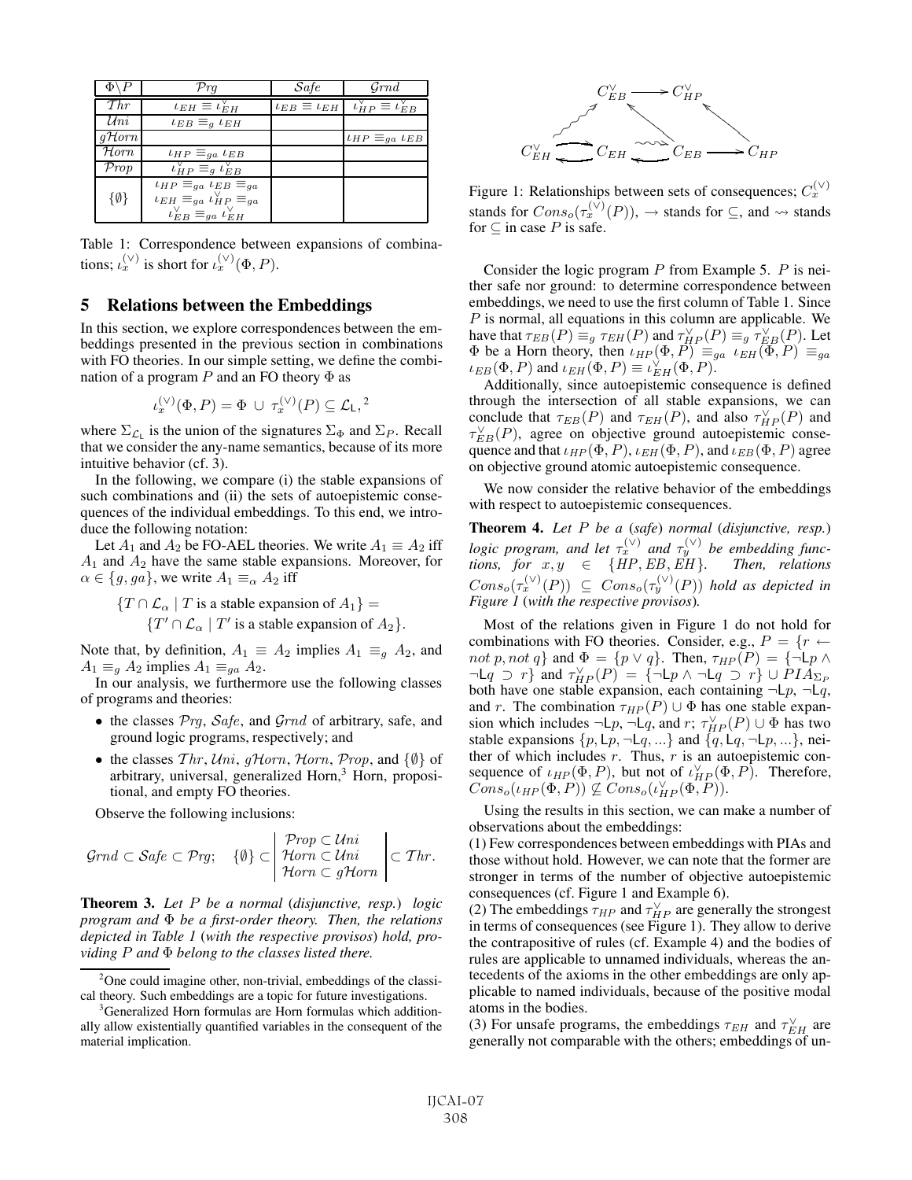| $\Phi \backslash P$ | $\mathcal{P}rg$ | $\mathcal{S}afe$ | $\mathcal{G}rnd$ |
|---|---|---|---|
| $\mathcal{T}hr$ | $\iota_{EH} \equiv \iota^{\vee}_{EH}$ | $\iota_{EB} \equiv \iota_{EH}$ | $\iota^{\vee}_{HP} \equiv \iota^{\vee}_{EB}$ |
| $\mathcal{U}ni$ | $\iota_{EB} \equiv_g \iota_{EH}$ | | |
| $g\mathcal{H}orn$ | | | $\iota_{HP} \equiv_{ga} \iota_{EB}$ |
| $\mathcal{H}orn$ | $\iota_{HP} \equiv_{ga} \iota_{EB}$ | | |
| $\mathcal{P}rop$ | $\iota^{\vee}_{HP} \equiv_g \iota^{\vee}_{EB}$ | | |
| $\{\emptyset\}$ | $\iota_{HP} \equiv_{ga} \iota_{EB} \equiv_{ga}$ $\iota_{EH} \equiv_{ga} \iota^{\vee}_{HP} \equiv_{ga}$ $\iota^{\vee}_{EB} \equiv_{ga} \iota^{\vee}_{EH}$ | | |

Table 1: Correspondence between expansions of combinations; $\iota^{(\vee)}_x$ is short for $\iota^{(\vee)}_x(\Phi, P)$.

## 5 Relations between the Embeddings

In this section, we explore correspondences between the embeddings presented in the previous section in combinations with FO theories. In our simple setting, we define the combination of a program $P$ and an FO theory $\Phi$ as

$$\iota^{(\vee)}_x(\Phi, P) = \Phi \cup \tau^{(\vee)}_x(P) \subseteq \mathcal{L}_{\mathsf{L}},^2$$

where $\Sigma_{\mathcal{L}_{\mathsf{L}}}$ is the union of the signatures $\Sigma_\Phi$ and $\Sigma_P$. Recall that we consider the any-name semantics, because of its more intuitive behavior (cf. 3).

In the following, we compare (i) the stable expansions of such combinations and (ii) the sets of autoepistemic consequences of the individual embeddings. To this end, we introduce the following notation:

Let $A_1$ and $A_2$ be FO-AEL theories. We write $A_1 \equiv A_2$ iff $A_1$ and $A_2$ have the same stable expansions. Moreover, for $\alpha \in \{g, ga\}$, we write $A_1 \equiv_\alpha A_2$ iff

$$\{T \cap \mathcal{L}_\alpha \mid T \text{ is a stable expansion of } A_1\} = \{T' \cap \mathcal{L}_\alpha \mid T' \text{ is a stable expansion of } A_2\}.$$

Note that, by definition, $A_1 \equiv A_2$ implies $A_1 \equiv_g A_2$, and $A_1 \equiv_g A_2$ implies $A_1 \equiv_{ga} A_2$.

In our analysis, we furthermore use the following classes of programs and theories:

- the classes $\mathcal{P}rg$, $\mathcal{S}afe$, and $\mathcal{G}rnd$ of arbitrary, safe, and ground logic programs, respectively; and
- the classes $\mathcal{T}hr$, $\mathcal{U}ni$, $g\mathcal{H}orn$, $\mathcal{H}orn$, $\mathcal{P}rop$, and $\{\emptyset\}$ of arbitrary, universal, generalized Horn,[3] Horn, propositional, and empty FO theories.

Observe the following inclusions:

$$\mathcal{G}rnd \subset \mathcal{S}afe \subset \mathcal{P}rg; \quad \{\emptyset\} \subset \left| \begin{array}{l} \mathcal{P}rop \subset \mathcal{U}ni \\ \mathcal{H}orn \subset \mathcal{U}ni \\ \mathcal{H}orn \subset g\mathcal{H}orn \end{array} \right| \subset \mathcal{T}hr.$$

**Theorem 3.** *Let $P$ be a normal (disjunctive, resp.) logic program and $\Phi$ be a first-order theory. Then, the relations depicted in Table 1 (with the respective provisos) hold, providing $P$ and $\Phi$ belong to the classes listed there.*

[2] One could imagine other, non-trivial, embeddings of the classical theory. Such embeddings are a topic for future investigations.

[3] Generalized Horn formulas are Horn formulas which additionally allow existentially quantified variables in the consequent of the material implication.

Figure 1: Relationships between sets of consequences; $C^{(\vee)}_x$ stands for $Cons_o(\tau^{(\vee)}_x(P))$, $\rightarrow$ stands for $\subseteq$, and $\rightsquigarrow$ stands for $\subseteq$ in case $P$ is safe.

Consider the logic program $P$ from Example 5. $P$ is neither safe nor ground: to determine correspondence between embeddings, we need to use the first column of Table 1. Since $P$ is normal, all equations in this column are applicable. We have that $\tau_{EB}(P) \equiv_g \tau_{EH}(P)$ and $\tau^{\vee}_{HP}(P) \equiv_g \tau^{\vee}_{EB}(P)$. Let $\Phi$ be a Horn theory, then $\iota_{HP}(\Phi, P) \equiv_{ga} \iota_{EH}(\Phi, P) \equiv_{ga} \iota_{EB}(\Phi, P)$ and $\iota_{EH}(\Phi, P) \equiv \iota^{\vee}_{EH}(\Phi, P)$.

Additionally, since autoepistemic consequence is defined through the intersection of all stable expansions, we can conclude that $\tau_{EB}(P)$ and $\tau_{EH}(P)$, and also $\tau^{\vee}_{HP}(P)$ and $\tau^{\vee}_{EB}(P)$, agree on objective ground autoepistemic consequence and that $\iota_{HP}(\Phi, P)$, $\iota_{EH}(\Phi, P)$, and $\iota_{EB}(\Phi, P)$ agree on objective ground atomic autoepistemic consequence.

We now consider the relative behavior of the embeddings with respect to autoepistemic consequences.

**Theorem 4.** *Let $P$ be a (safe) normal (disjunctive, resp.) logic program, and let $\tau^{(\vee)}_x$ and $\tau^{(\vee)}_y$ be embedding functions, for $x, y \in \{HP, EB, EH\}$. Then, relations $Cons_o(\tau^{(\vee)}_x(P)) \subseteq Cons_o(\tau^{(\vee)}_y(P))$ hold as depicted in Figure 1 (with the respective provisos).*

Most of the relations given in Figure 1 do not hold for combinations with FO theories. Consider, e.g., $P = \{r \leftarrow not\ p, not\ q\}$ and $\Phi = \{p \vee q\}$. Then, $\tau_{HP}(P) = \{\neg \mathsf{L}p \wedge \neg \mathsf{L}q \supset r\}$ and $\tau^{\vee}_{HP}(P) = \{\neg \mathsf{L}p \wedge \neg \mathsf{L}q \supset r\} \cup PIA_{\Sigma_P}$ both have one stable expansion, each containing $\neg \mathsf{L}p$, $\neg \mathsf{L}q$, and $r$. The combination $\tau_{HP}(P) \cup \Phi$ has one stable expansion which includes $\neg \mathsf{L}p$, $\neg \mathsf{L}q$, and $r$; $\tau^{\vee}_{HP}(P) \cup \Phi$ has two stable expansions $\{p, \mathsf{L}p, \neg \mathsf{L}q, ...\}$ and $\{q, \mathsf{L}q, \neg \mathsf{L}p, ...\}$, neither of which includes $r$. Thus, $r$ is an autoepistemic consequence of $\iota_{HP}(\Phi, P)$, but not of $\iota^{\vee}_{HP}(\Phi, P)$. Therefore, $Cons_o(\iota_{HP}(\Phi, P)) \not\subseteq Cons_o(\iota^{\vee}_{HP}(\Phi, P))$.

Using the results in this section, we can make a number of observations about the embeddings:

(1) Few correspondences between embeddings with PIAs and those without hold. However, we can note that the former are stronger in terms of the number of objective autoepistemic consequences (cf. Figure 1 and Example 6).

(2) The embeddings $\tau_{HP}$ and $\tau^{\vee}_{HP}$ are generally the strongest in terms of consequences (see Figure 1). They allow to derive the contrapositive of rules (cf. Example 4) and the bodies of rules are applicable to unnamed individuals, whereas the antecedents of the axioms in the other embeddings are only applicable to named individuals, because of the positive modal atoms in the bodies.

(3) For unsafe programs, the embeddings $\tau_{EH}$ and $\tau^{\vee}_{EH}$ are generally not comparable with the others; embeddings of un-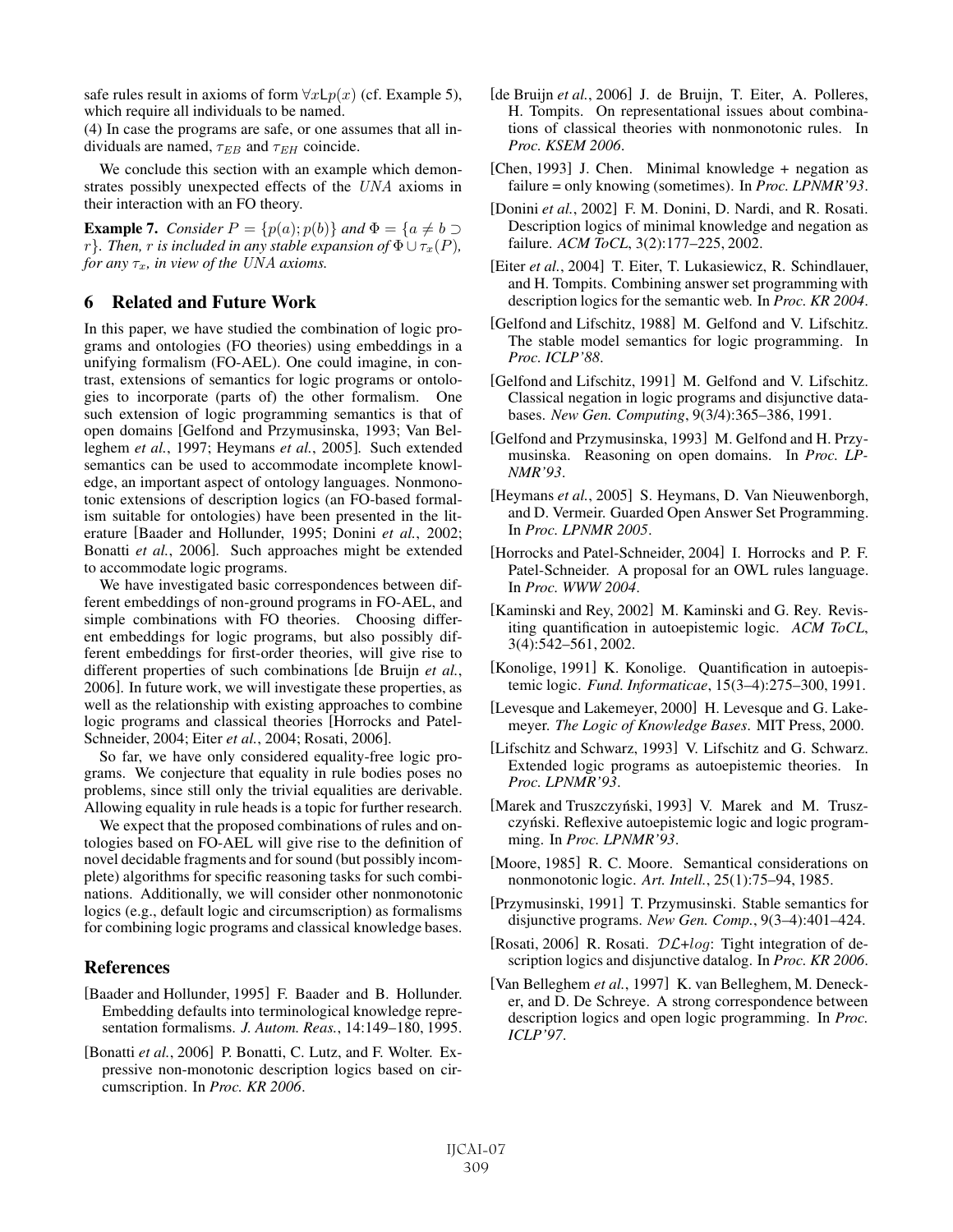safe rules result in axioms of form $\forall x \mathsf{L} p(x)$ (cf. Example 5), which require all individuals to be named.

(4) In case the programs are safe, or one assumes that all individuals are named, $\tau_{EB}$ and $\tau_{EH}$ coincide.

We conclude this section with an example which demonstrates possibly unexpected effects of the $UNA$ axioms in their interaction with an FO theory.

**Example 7.** *Consider $P = \{p(a); p(b)\}$ and $\Phi = \{a \neq b \supset r\}$. Then, $r$ is included in any stable expansion of $\Phi \cup \tau_x(P)$, for any $\tau_x$, in view of the $UNA$ axioms.*

## 6 Related and Future Work

In this paper, we have studied the combination of logic programs and ontologies (FO theories) using embeddings in a unifying formalism (FO-AEL). One could imagine, in contrast, extensions of semantics for logic programs or ontologies to incorporate (parts of) the other formalism. One such extension of logic programming semantics is that of open domains [Gelfond and Przymusinska, 1993; Van Belleghem *et al.*, 1997; Heymans *et al.*, 2005]. Such extended semantics can be used to accommodate incomplete knowledge, an important aspect of ontology languages. Nonmonotonic extensions of description logics (an FO-based formalism suitable for ontologies) have been presented in the literature [Baader and Hollunder, 1995; Donini *et al.*, 2002; Bonatti *et al.*, 2006]. Such approaches might be extended to accommodate logic programs.

We have investigated basic correspondences between different embeddings of non-ground programs in FO-AEL, and simple combinations with FO theories. Choosing different embeddings for logic programs, but also possibly different embeddings for first-order theories, will give rise to different properties of such combinations [de Bruijn *et al.*, 2006]. In future work, we will investigate these properties, as well as the relationship with existing approaches to combine logic programs and classical theories [Horrocks and Patel-Schneider, 2004; Eiter *et al.*, 2004; Rosati, 2006].

So far, we have only considered equality-free logic programs. We conjecture that equality in rule bodies poses no problems, since still only the trivial equalities are derivable. Allowing equality in rule heads is a topic for further research.

We expect that the proposed combinations of rules and ontologies based on FO-AEL will give rise to the definition of novel decidable fragments and for sound (but possibly incomplete) algorithms for specific reasoning tasks for such combinations. Additionally, we will consider other nonmonotonic logics (e.g., default logic and circumscription) as formalisms for combining logic programs and classical knowledge bases.

## References

[Baader and Hollunder, 1995] F. Baader and B. Hollunder. Embedding defaults into terminological knowledge representation formalisms. *J. Autom. Reas.*, 14:149–180, 1995.

[Bonatti *et al.*, 2006] P. Bonatti, C. Lutz, and F. Wolter. Expressive non-monotonic description logics based on circumscription. In *Proc. KR 2006*.

[de Bruijn *et al.*, 2006] J. de Bruijn, T. Eiter, A. Polleres, H. Tompits. On representational issues about combinations of classical theories with nonmonotonic rules. In *Proc. KSEM 2006*.

[Chen, 1993] J. Chen. Minimal knowledge + negation as failure = only knowing (sometimes). In *Proc. LPNMR'93*.

[Donini *et al.*, 2002] F. M. Donini, D. Nardi, and R. Rosati. Description logics of minimal knowledge and negation as failure. *ACM ToCL*, 3(2):177–225, 2002.

[Eiter *et al.*, 2004] T. Eiter, T. Lukasiewicz, R. Schindlauer, and H. Tompits. Combining answer set programming with description logics for the semantic web. In *Proc. KR 2004*.

[Gelfond and Lifschitz, 1988] M. Gelfond and V. Lifschitz. The stable model semantics for logic programming. In *Proc. ICLP'88*.

[Gelfond and Lifschitz, 1991] M. Gelfond and V. Lifschitz. Classical negation in logic programs and disjunctive databases. *New Gen. Computing*, 9(3/4):365–386, 1991.

[Gelfond and Przymusinska, 1993] M. Gelfond and H. Przymusinska. Reasoning on open domains. In *Proc. LPNMR'93*.

[Heymans *et al.*, 2005] S. Heymans, D. Van Nieuwenborgh, and D. Vermeir. Guarded Open Answer Set Programming. In *Proc. LPNMR 2005*.

[Horrocks and Patel-Schneider, 2004] I. Horrocks and P. F. Patel-Schneider. A proposal for an OWL rules language. In *Proc. WWW 2004*.

[Kaminski and Rey, 2002] M. Kaminski and G. Rey. Revisiting quantification in autoepistemic logic. *ACM ToCL*, 3(4):542–561, 2002.

[Konolige, 1991] K. Konolige. Quantification in autoepistemic logic. *Fund. Informaticae*, 15(3–4):275–300, 1991.

[Levesque and Lakemeyer, 2000] H. Levesque and G. Lakemeyer. *The Logic of Knowledge Bases*. MIT Press, 2000.

[Lifschitz and Schwarz, 1993] V. Lifschitz and G. Schwarz. Extended logic programs as autoepistemic theories. In *Proc. LPNMR'93*.

[Marek and Truszczyński, 1993] V. Marek and M. Truszczyński. Reflexive autoepistemic logic and logic programming. In *Proc. LPNMR'93*.

[Moore, 1985] R. C. Moore. Semantical considerations on nonmonotonic logic. *Art. Intell.*, 25(1):75–94, 1985.

[Przymusinski, 1991] T. Przymusinski. Stable semantics for disjunctive programs. *New Gen. Comp.*, 9(3–4):401–424.

[Rosati, 2006] R. Rosati. $\mathcal{DL}$+$log$: Tight integration of description logics and disjunctive datalog. In *Proc. KR 2006*.

[Van Belleghem *et al.*, 1997] K. van Belleghem, M. Denecker, and D. De Schreye. A strong correspondence between description logics and open logic programming. In *Proc. ICLP'97*.